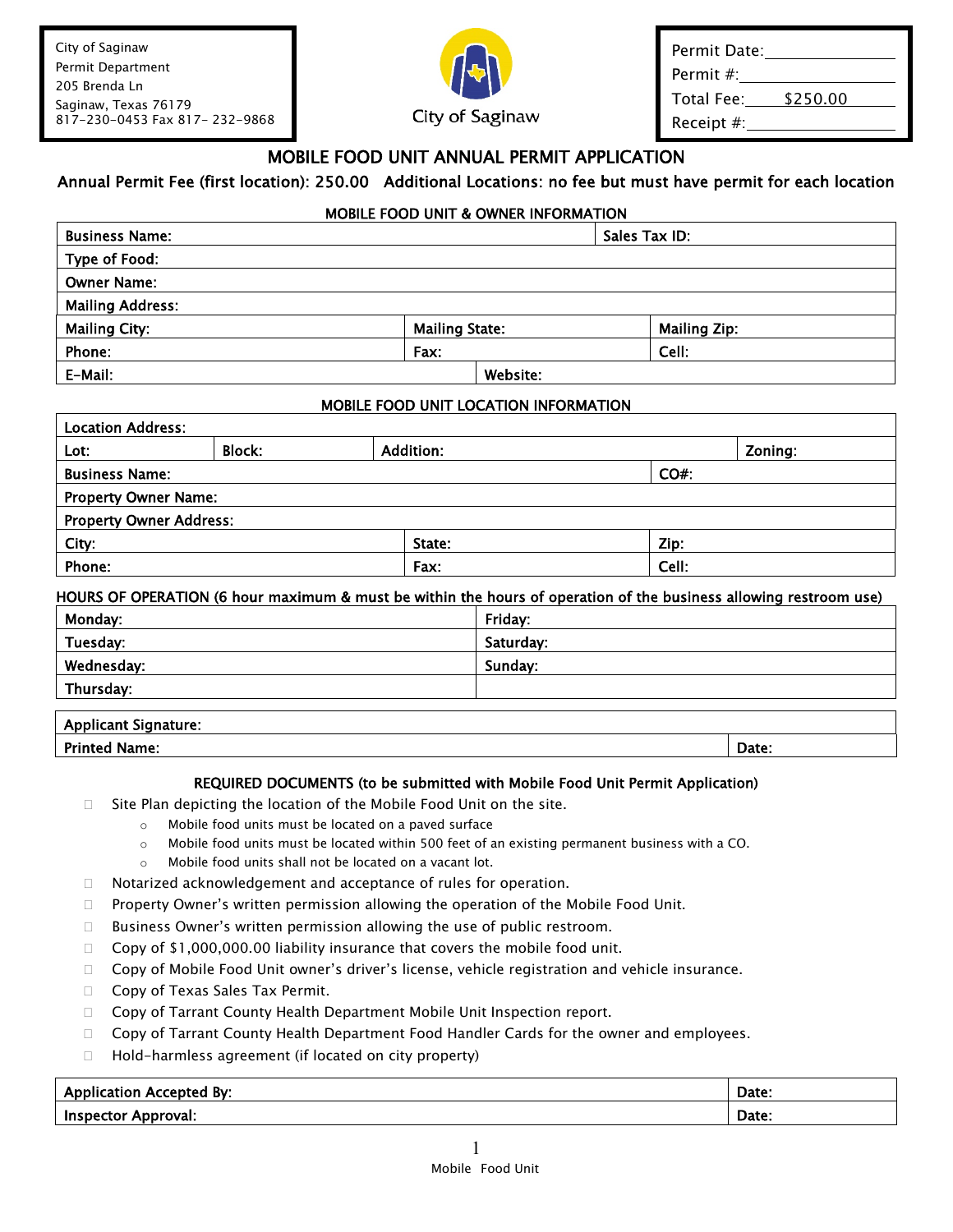City of Saginaw
Permit Department
205 Brenda Ln
Saginaw, Texas 76179
817-230-0453 Fax 817- 232-9868

City of Saginaw

Permit Date:\_\_\_\_\_\_\_\_\_\_\_\_\_\_
Permit #:\_\_\_\_\_\_\_\_\_\_\_\_\_\_
Total Fee: $250.00
Receipt #:\_\_\_\_\_\_\_\_\_\_\_\_\_\_

# MOBILE FOOD UNIT ANNUAL PERMIT APPLICATION

**Annual Permit Fee (first location): 250.00 Additional Locations: no fee but must have permit for each location**

## MOBILE FOOD UNIT & OWNER INFORMATION

| | | |
|---|---|---|
| Business Name: | | Sales Tax ID: |
| Type of Food: | | |
| Owner Name: | | |
| Mailing Address: | | |
| Mailing City: | Mailing State: | Mailing Zip: |
| Phone: | Fax: | Cell: |
| E-Mail: | Website: | |

## MOBILE FOOD UNIT LOCATION INFORMATION

| | | | |
|---|---|---|---|
| Location Address: | | | |
| Lot: | Block: | Addition: | Zoning: |
| Business Name: | | CO#: | |
| Property Owner Name: | | | |
| Property Owner Address: | | | |
| City: | State: | Zip: | |
| Phone: | Fax: | Cell: | |

## HOURS OF OPERATION (6 hour maximum & must be within the hours of operation of the business allowing restroom use)

| | |
|---|---|
| Monday: | Friday: |
| Tuesday: | Saturday: |
| Wednesday: | Sunday: |
| Thursday: | |

| | |
|---|---|
| Applicant Signature: | |
| Printed Name: | Date: |

## REQUIRED DOCUMENTS (to be submitted with Mobile Food Unit Permit Application)

- ☐ Site Plan depicting the location of the Mobile Food Unit on the site.
  - Mobile food units must be located on a paved surface
  - Mobile food units must be located within 500 feet of an existing permanent business with a CO.
  - Mobile food units shall not be located on a vacant lot.
- ☐ Notarized acknowledgement and acceptance of rules for operation.
- ☐ Property Owner's written permission allowing the operation of the Mobile Food Unit.
- ☐ Business Owner's written permission allowing the use of public restroom.
- ☐ Copy of $1,000,000.00 liability insurance that covers the mobile food unit.
- ☐ Copy of Mobile Food Unit owner's driver's license, vehicle registration and vehicle insurance.
- ☐ Copy of Texas Sales Tax Permit.
- ☐ Copy of Tarrant County Health Department Mobile Unit Inspection report.
- ☐ Copy of Tarrant County Health Department Food Handler Cards for the owner and employees.
- ☐ Hold-harmless agreement (if located on city property)

| | |
|---|---|
| Application Accepted By: | Date: |
| Inspector Approval: | Date: |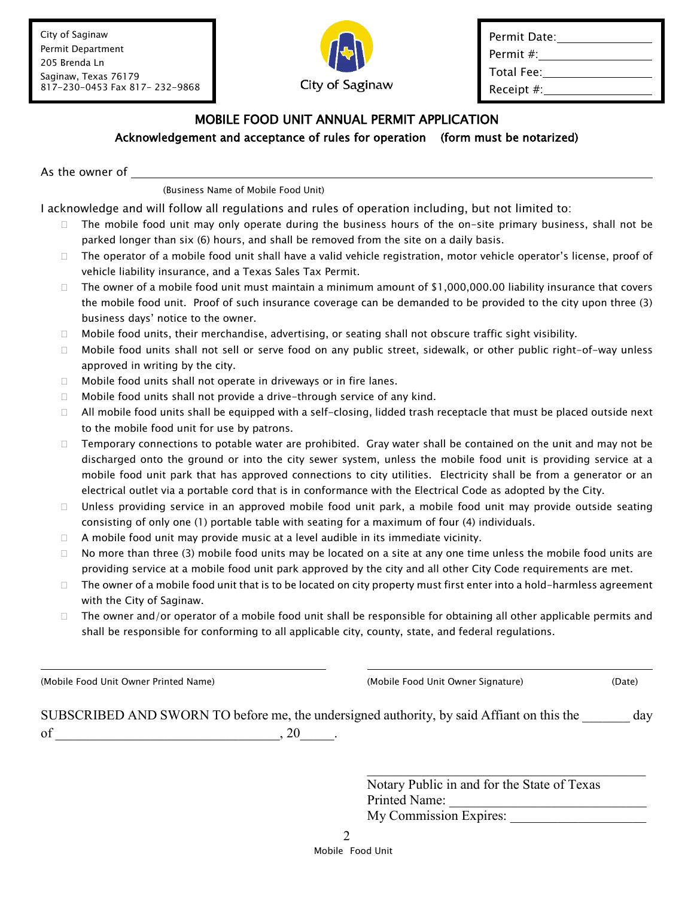City of Saginaw
Permit Department
205 Brenda Ln
Saginaw, Texas 76179
817-230-0453 Fax 817- 232-9868

City of Saginaw

Permit Date: ______________
Permit #: ______________
Total Fee: ______________
Receipt #: ______________

## MOBILE FOOD UNIT ANNUAL PERMIT APPLICATION

**Acknowledgement and acceptance of rules for operation (form must be notarized)**

As the owner of ________________________________________________
(Business Name of Mobile Food Unit)

I acknowledge and will follow all regulations and rules of operation including, but not limited to:

- The mobile food unit may only operate during the business hours of the on-site primary business, shall not be parked longer than six (6) hours, and shall be removed from the site on a daily basis.
- The operator of a mobile food unit shall have a valid vehicle registration, motor vehicle operator's license, proof of vehicle liability insurance, and a Texas Sales Tax Permit.
- The owner of a mobile food unit must maintain a minimum amount of $1,000,000.00 liability insurance that covers the mobile food unit. Proof of such insurance coverage can be demanded to be provided to the city upon three (3) business days' notice to the owner.
- Mobile food units, their merchandise, advertising, or seating shall not obscure traffic sight visibility.
- Mobile food units shall not sell or serve food on any public street, sidewalk, or other public right-of-way unless approved in writing by the city.
- Mobile food units shall not operate in driveways or in fire lanes.
- Mobile food units shall not provide a drive-through service of any kind.
- All mobile food units shall be equipped with a self-closing, lidded trash receptacle that must be placed outside next to the mobile food unit for use by patrons.
- Temporary connections to potable water are prohibited. Gray water shall be contained on the unit and may not be discharged onto the ground or into the city sewer system, unless the mobile food unit is providing service at a mobile food unit park that has approved connections to city utilities. Electricity shall be from a generator or an electrical outlet via a portable cord that is in conformance with the Electrical Code as adopted by the City.
- Unless providing service in an approved mobile food unit park, a mobile food unit may provide outside seating consisting of only one (1) portable table with seating for a maximum of four (4) individuals.
- A mobile food unit may provide music at a level audible in its immediate vicinity.
- No more than three (3) mobile food units may be located on a site at any one time unless the mobile food units are providing service at a mobile food unit park approved by the city and all other City Code requirements are met.
- The owner of a mobile food unit that is to be located on city property must first enter into a hold-harmless agreement with the City of Saginaw.
- The owner and/or operator of a mobile food unit shall be responsible for obtaining all other applicable permits and shall be responsible for conforming to all applicable city, county, state, and federal regulations.

______________________________ ______________________________

(Mobile Food Unit Owner Printed Name) (Mobile Food Unit Owner Signature) (Date)

SUBSCRIBED AND SWORN TO before me, the undersigned authority, by said Affiant on this the _______ day of ________________________________, 20_____.

______________________________
Notary Public in and for the State of Texas
Printed Name: ______________________________
My Commission Expires: ______________________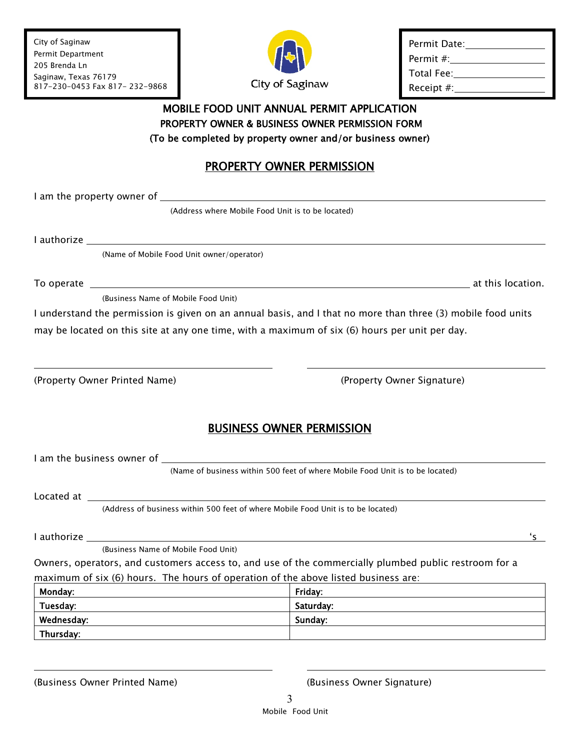City of Saginaw
Permit Department
205 Brenda Ln
Saginaw, Texas 76179
817-230-0453 Fax 817- 232-9868

City of Saginaw

Permit Date:_______________
Permit #:_______________
Total Fee:_______________
Receipt #:_______________

# MOBILE FOOD UNIT ANNUAL PERMIT APPLICATION

## PROPERTY OWNER & BUSINESS OWNER PERMISSION FORM

**(To be completed by property owner and/or business owner)**

## PROPERTY OWNER PERMISSION

I am the property owner of ________________________________________________
(Address where Mobile Food Unit is to be located)

I authorize ________________________________________________
(Name of Mobile Food Unit owner/operator)

To operate ________________________________________________ at this location.
(Business Name of Mobile Food Unit)

I understand the permission is given on an annual basis, and I that no more than three (3) mobile food units may be located on this site at any one time, with a maximum of six (6) hours per unit per day.

______________________________ ______________________________
(Property Owner Printed Name) (Property Owner Signature)

## BUSINESS OWNER PERMISSION

I am the business owner of ________________________________________________
(Name of business within 500 feet of where Mobile Food Unit is to be located)

Located at ________________________________________________
(Address of business within 500 feet of where Mobile Food Unit is to be located)

I authorize ________________________________________________ 's
(Business Name of Mobile Food Unit)

Owners, operators, and customers access to, and use of the commercially plumbed public restroom for a maximum of six (6) hours. The hours of operation of the above listed business are:

| Monday: | Friday: |
|---|---|
| Tuesday: | Saturday: |
| Wednesday: | Sunday: |
| Thursday: | |

______________________________ ______________________________
(Business Owner Printed Name) (Business Owner Signature)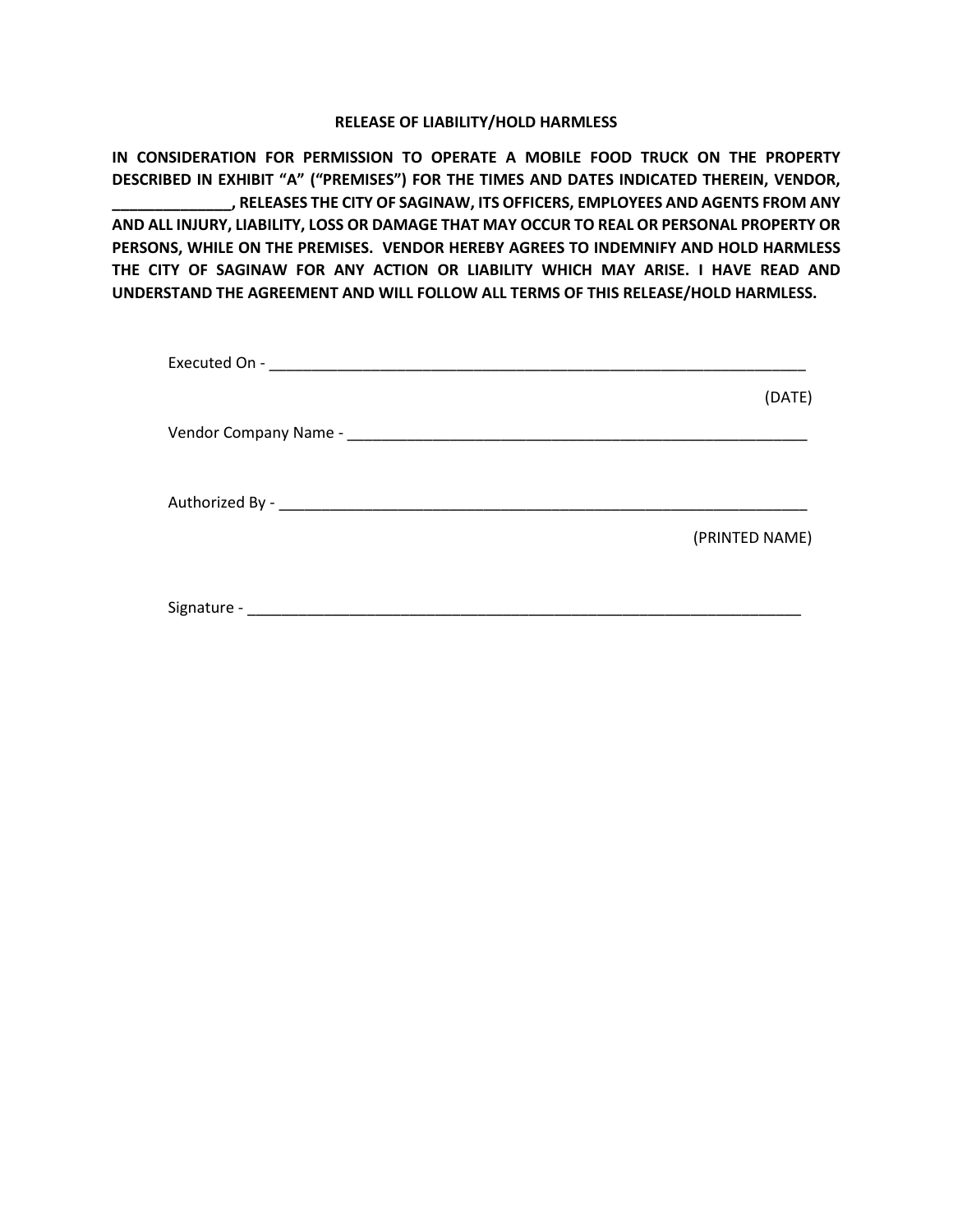**RELEASE OF LIABILITY/HOLD HARMLESS**

**IN CONSIDERATION FOR PERMISSION TO OPERATE A MOBILE FOOD TRUCK ON THE PROPERTY DESCRIBED IN EXHIBIT "A" ("PREMISES") FOR THE TIMES AND DATES INDICATED THEREIN, VENDOR, ______________, RELEASES THE CITY OF SAGINAW, ITS OFFICERS, EMPLOYEES AND AGENTS FROM ANY AND ALL INJURY, LIABILITY, LOSS OR DAMAGE THAT MAY OCCUR TO REAL OR PERSONAL PROPERTY OR PERSONS, WHILE ON THE PREMISES. VENDOR HEREBY AGREES TO INDEMNIFY AND HOLD HARMLESS THE CITY OF SAGINAW FOR ANY ACTION OR LIABILITY WHICH MAY ARISE. I HAVE READ AND UNDERSTAND THE AGREEMENT AND WILL FOLLOW ALL TERMS OF THIS RELEASE/HOLD HARMLESS.**

Executed On - ________________________________________________________________

(DATE)

Vendor Company Name - __________________________________________________________

Authorized By - _________________________________________________________________

(PRINTED NAME)

Signature - _____________________________________________________________________